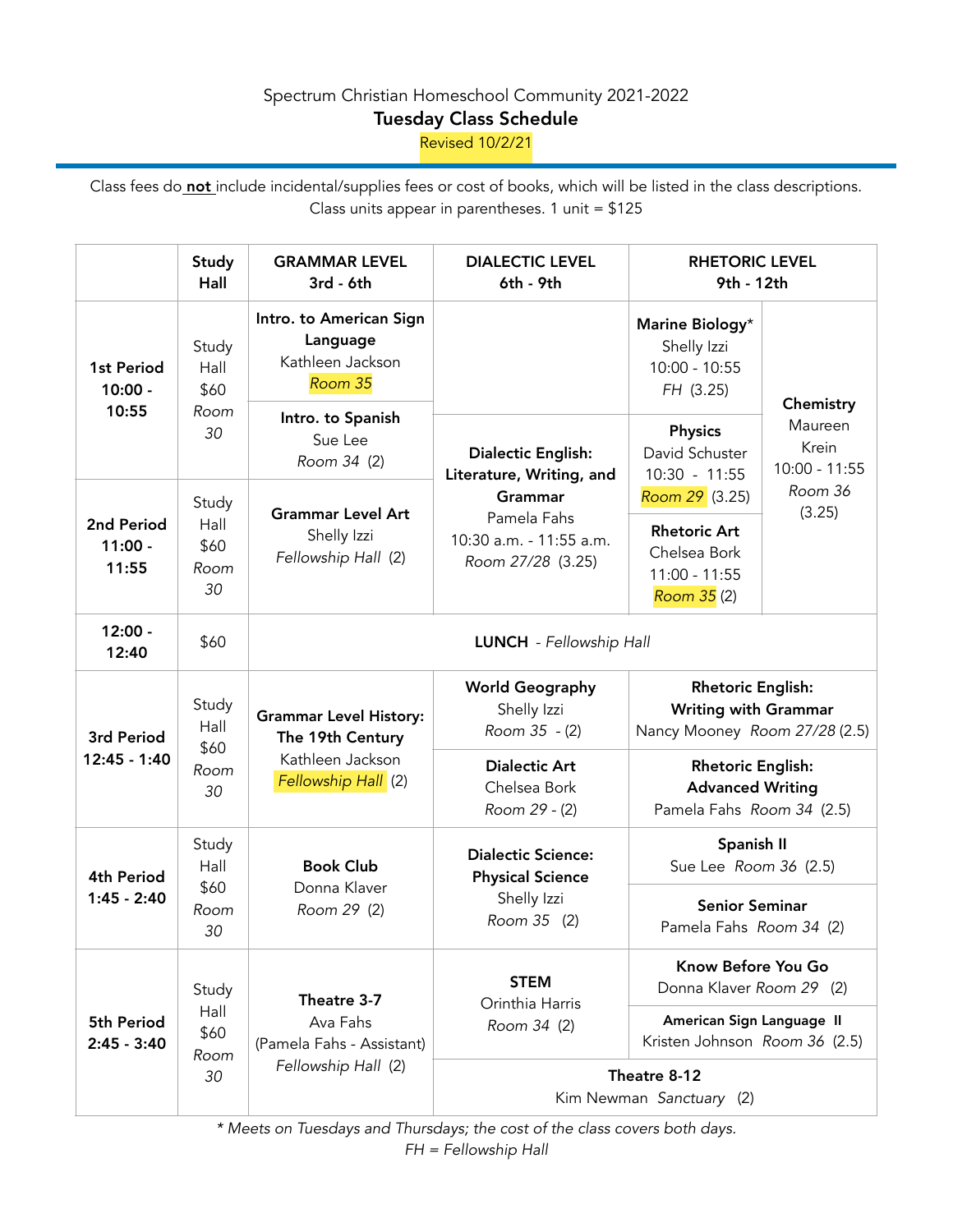Spectrum Christian Homeschool Community 2021-2022

**Tuesday Class Schedule**

Revised 10/2/21

Class fees do **not** include incidental/supplies fees or cost of books, which will be listed in the class descriptions. Class units appear in parentheses. 1 unit = $125

| | Study Hall | GRAMMAR LEVEL 3rd - 6th | DIALECTIC LEVEL 6th - 9th | RHETORIC LEVEL 9th - 12th | |
|---|---|---|---|---|---|
| **1st Period 10:00 - 10:55** | Study Hall $60 *Room 30* | **Intro. to American Sign Language** Kathleen Jackson *Room 35* | | **Marine Biology*** Shelly Izzi 10:00 - 10:55 *FH* (3.25) | **Chemistry** Maureen Krein 10:00 - 11:55 *Room 36* (3.25) |
| | | **Intro. to Spanish** Sue Lee *Room 34* (2) | **Dialectic English: Literature, Writing, and Grammar** Pamela Fahs 10:30 a.m. - 11:55 a.m. *Room 27/28* (3.25) | **Physics** David Schuster 10:30 - 11:55 *Room 29* (3.25) | |
| **2nd Period 11:00 - 11:55** | Study Hall $60 *Room 30* | **Grammar Level Art** Shelly Izzi *Fellowship Hall* (2) | | **Rhetoric Art** Chelsea Bork 11:00 - 11:55 *Room 35* (2) | |
| **12:00 - 12:40** | $60 | **LUNCH** - *Fellowship Hall* | | | |
| **3rd Period 12:45 - 1:40** | Study Hall $60 *Room 30* | **Grammar Level History: The 19th Century** Kathleen Jackson *Fellowship Hall* (2) | **World Geography** Shelly Izzi *Room 35* - (2) | **Rhetoric English: Writing with Grammar** Nancy Mooney *Room 27/28* (2.5) | |
| | | | **Dialectic Art** Chelsea Bork *Room 29* - (2) | **Rhetoric English: Advanced Writing** Pamela Fahs *Room 34* (2.5) | |
| **4th Period 1:45 - 2:40** | Study Hall $60 *Room 30* | **Book Club** Donna Klaver *Room 29* (2) | **Dialectic Science: Physical Science** Shelly Izzi *Room 35* (2) | **Spanish II** Sue Lee *Room 36* (2.5) | |
| | | | | **Senior Seminar** Pamela Fahs *Room 34* (2) | |
| **5th Period 2:45 - 3:40** | Study Hall $60 *Room 30* | **Theatre 3-7** Ava Fahs (Pamela Fahs - Assistant) *Fellowship Hall* (2) | **STEM** Orinthia Harris *Room 34* (2) | **Know Before You Go** Donna Klaver *Room 29* (2) | |
| | | | | **American Sign Language II** Kristen Johnson *Room 36* (2.5) | |
| | | | **Theatre 8-12** Kim Newman *Sanctuary* (2) | | |

*\* Meets on Tuesdays and Thursdays; the cost of the class covers both days.*

*FH = Fellowship Hall*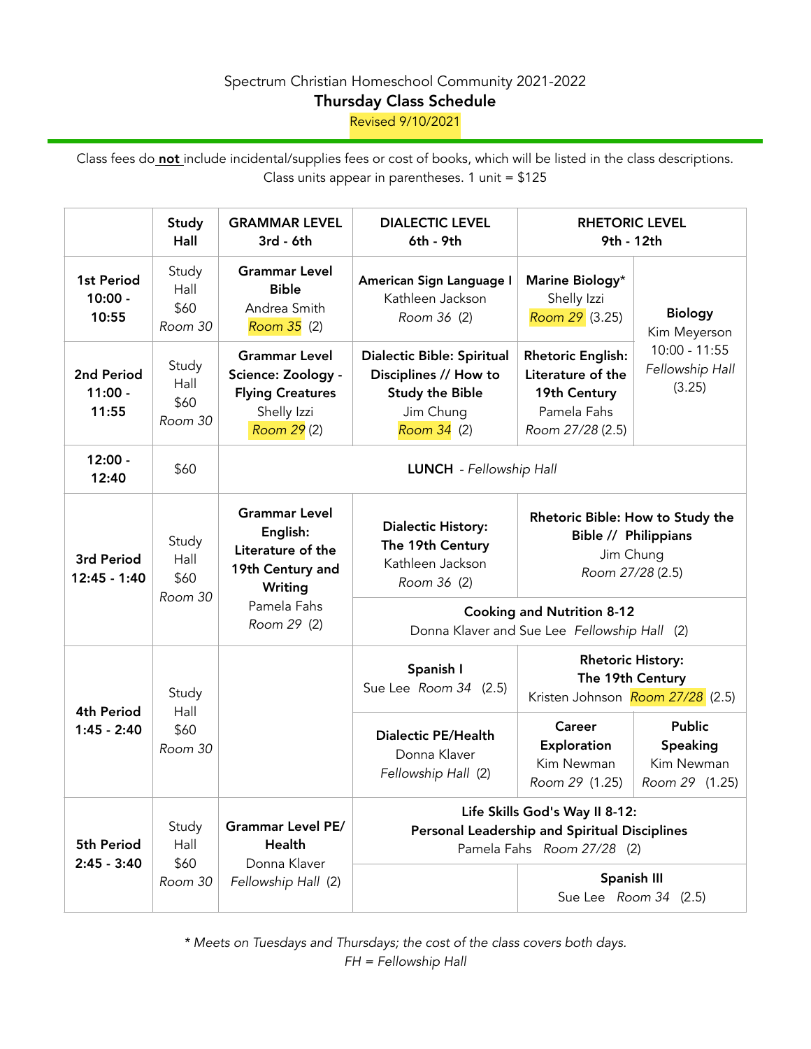Spectrum Christian Homeschool Community 2021-2022

**Thursday Class Schedule**

Revised 9/10/2021

Class fees do **not** include incidental/supplies fees or cost of books, which will be listed in the class descriptions. Class units appear in parentheses. 1 unit = $125

| | Study Hall | GRAMMAR LEVEL 3rd - 6th | DIALECTIC LEVEL 6th - 9th | RHETORIC LEVEL 9th - 12th | |
|---|---|---|---|---|---|
| **1st Period 10:00 - 10:55** | Study Hall $60 *Room 30* | **Grammar Level Bible** Andrea Smith *Room 35* (2) | **American Sign Language I** Kathleen Jackson *Room 36* (2) | **Marine Biology*** Shelly Izzi *Room 29* (3.25) | **Biology** Kim Meyerson 10:00 - 11:55 *Fellowship Hall* (3.25) |
| **2nd Period 11:00 - 11:55** | Study Hall $60 *Room 30* | **Grammar Level Science: Zoology - Flying Creatures** Shelly Izzi *Room 29* (2) | **Dialectic Bible: Spiritual Disciplines // How to Study the Bible** Jim Chung *Room 34* (2) | **Rhetoric English: Literature of the 19th Century** Pamela Fahs *Room 27/28* (2.5) | |
| **12:00 - 12:40** | $60 | **LUNCH** - *Fellowship Hall* | | | |
| **3rd Period 12:45 - 1:40** | Study Hall $60 *Room 30* | **Grammar Level English: Literature of the 19th Century and Writing** Pamela Fahs *Room 29* (2) | **Dialectic History: The 19th Century** Kathleen Jackson *Room 36* (2) | **Rhetoric Bible: How to Study the Bible // Philippians** Jim Chung *Room 27/28* (2.5) | |
| | | | **Cooking and Nutrition 8-12** Donna Klaver and Sue Lee *Fellowship Hall* (2) | | |
| **4th Period 1:45 - 2:40** | Study Hall $60 *Room 30* | | **Spanish I** Sue Lee *Room 34* (2.5) | **Rhetoric History: The 19th Century** Kristen Johnson *Room 27/28* (2.5) | |
| | | | **Dialectic PE/Health** Donna Klaver *Fellowship Hall* (2) | **Career Exploration** Kim Newman *Room 29* (1.25) | **Public Speaking** Kim Newman *Room 29* (1.25) |
| **5th Period 2:45 - 3:40** | Study Hall $60 *Room 30* | **Grammar Level PE/ Health** Donna Klaver *Fellowship Hall* (2) | **Life Skills God's Way II 8-12: Personal Leadership and Spiritual Disciplines** Pamela Fahs *Room 27/28* (2) | | |
| | | | | **Spanish III** Sue Lee *Room 34* (2.5) | |

*\* Meets on Tuesdays and Thursdays; the cost of the class covers both days.*

*FH = Fellowship Hall*